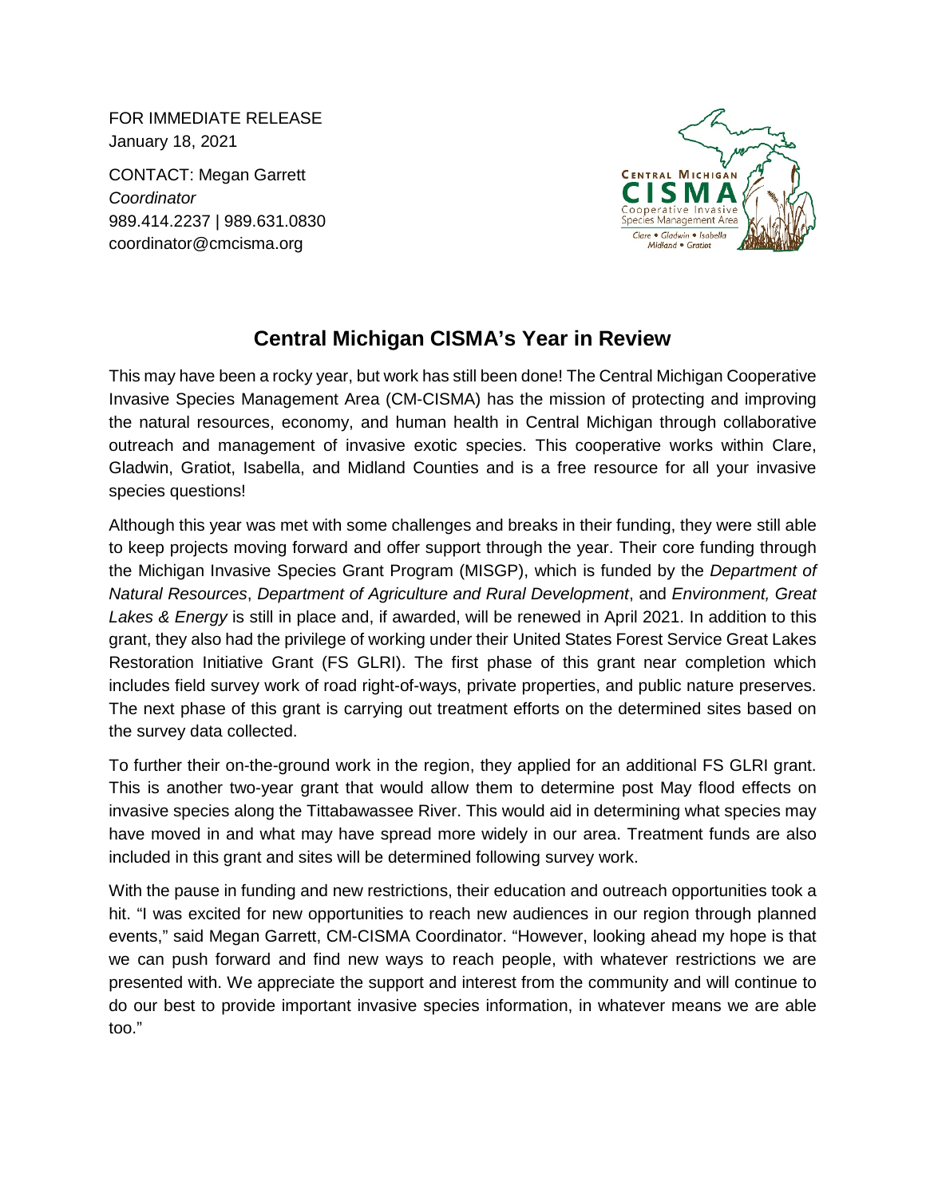FOR IMMEDIATE RELEASE
January 18, 2021

CONTACT: Megan Garrett
*Coordinator*
989.414.2237 | 989.631.0830
coordinator@cmcisma.org

# Central Michigan CISMA's Year in Review

This may have been a rocky year, but work has still been done! The Central Michigan Cooperative Invasive Species Management Area (CM-CISMA) has the mission of protecting and improving the natural resources, economy, and human health in Central Michigan through collaborative outreach and management of invasive exotic species. This cooperative works within Clare, Gladwin, Gratiot, Isabella, and Midland Counties and is a free resource for all your invasive species questions!

Although this year was met with some challenges and breaks in their funding, they were still able to keep projects moving forward and offer support through the year. Their core funding through the Michigan Invasive Species Grant Program (MISGP), which is funded by the *Department of Natural Resources*, *Department of Agriculture and Rural Development*, and *Environment, Great Lakes & Energy* is still in place and, if awarded, will be renewed in April 2021. In addition to this grant, they also had the privilege of working under their United States Forest Service Great Lakes Restoration Initiative Grant (FS GLRI). The first phase of this grant near completion which includes field survey work of road right-of-ways, private properties, and public nature preserves. The next phase of this grant is carrying out treatment efforts on the determined sites based on the survey data collected.

To further their on-the-ground work in the region, they applied for an additional FS GLRI grant. This is another two-year grant that would allow them to determine post May flood effects on invasive species along the Tittabawassee River. This would aid in determining what species may have moved in and what may have spread more widely in our area. Treatment funds are also included in this grant and sites will be determined following survey work.

With the pause in funding and new restrictions, their education and outreach opportunities took a hit. "I was excited for new opportunities to reach new audiences in our region through planned events," said Megan Garrett, CM-CISMA Coordinator. "However, looking ahead my hope is that we can push forward and find new ways to reach people, with whatever restrictions we are presented with. We appreciate the support and interest from the community and will continue to do our best to provide important invasive species information, in whatever means we are able too."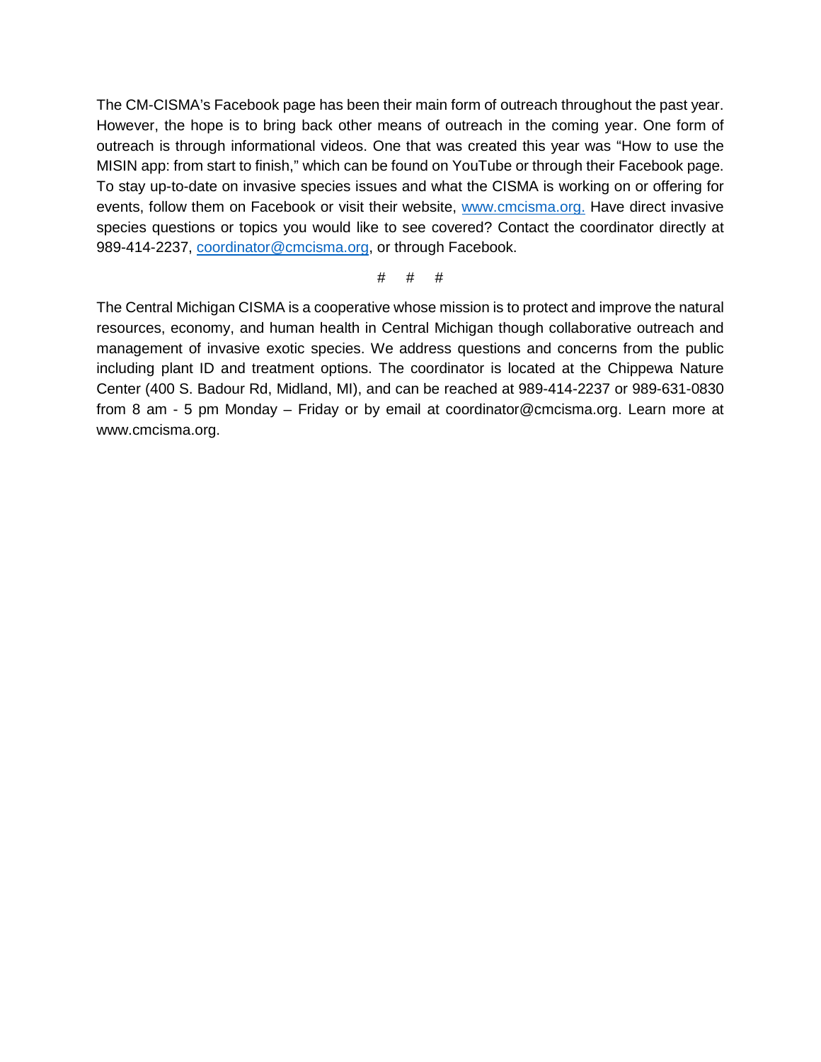The CM-CISMA's Facebook page has been their main form of outreach throughout the past year. However, the hope is to bring back other means of outreach in the coming year. One form of outreach is through informational videos. One that was created this year was "How to use the MISIN app: from start to finish," which can be found on YouTube or through their Facebook page. To stay up-to-date on invasive species issues and what the CISMA is working on or offering for events, follow them on Facebook or visit their website, [www.cmcisma.org.](http://www.cmcisma.org) Have direct invasive species questions or topics you would like to see covered? Contact the coordinator directly at 989-414-2237, [coordinator@cmcisma.org](mailto:coordinator@cmcisma.org), or through Facebook.

# # #

The Central Michigan CISMA is a cooperative whose mission is to protect and improve the natural resources, economy, and human health in Central Michigan though collaborative outreach and management of invasive exotic species. We address questions and concerns from the public including plant ID and treatment options. The coordinator is located at the Chippewa Nature Center (400 S. Badour Rd, Midland, MI), and can be reached at 989-414-2237 or 989-631-0830 from 8 am - 5 pm Monday – Friday or by email at coordinator@cmcisma.org. Learn more at www.cmcisma.org.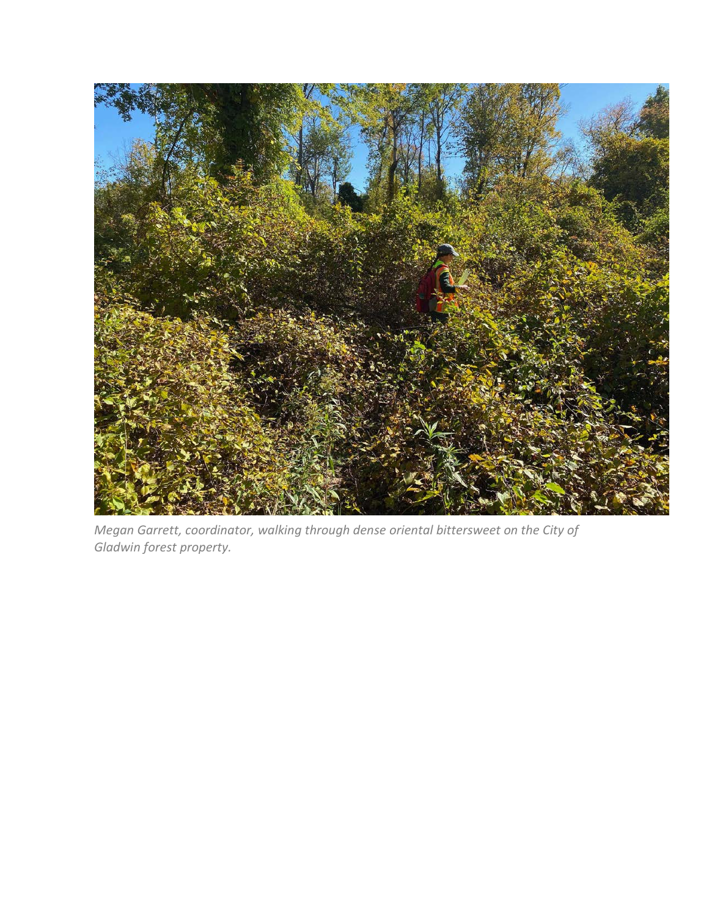*Megan Garrett, coordinator, walking through dense oriental bittersweet on the City of Gladwin forest property.*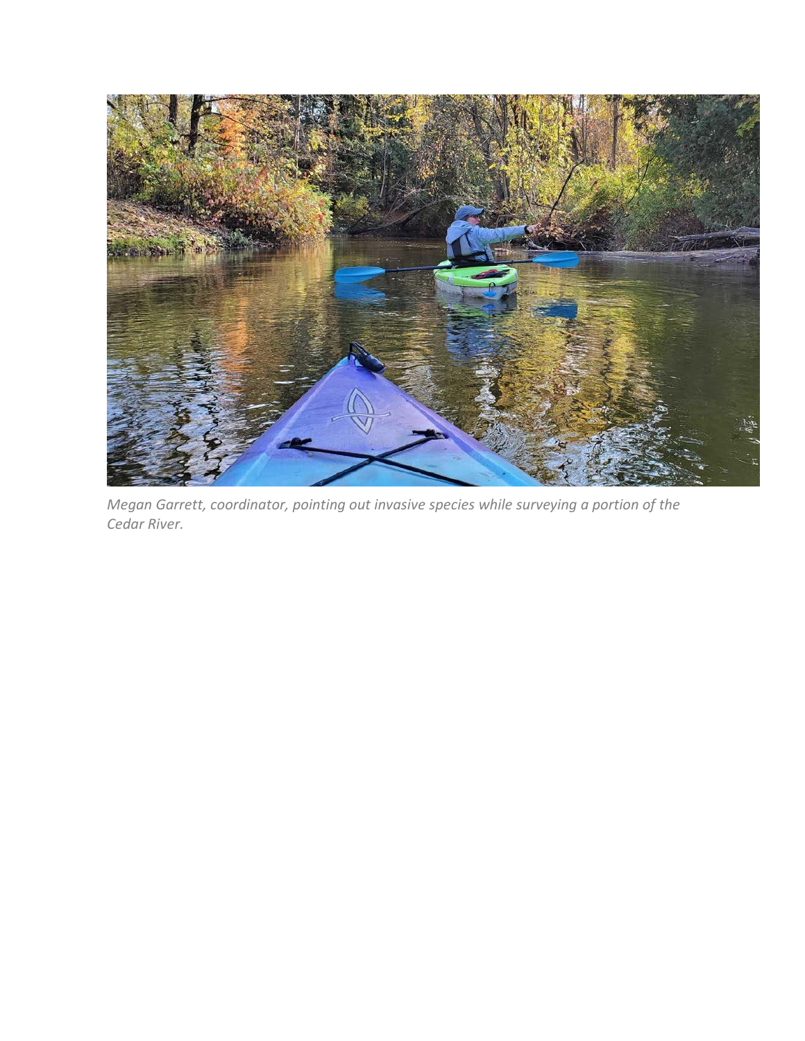*Megan Garrett, coordinator, pointing out invasive species while surveying a portion of the Cedar River.*